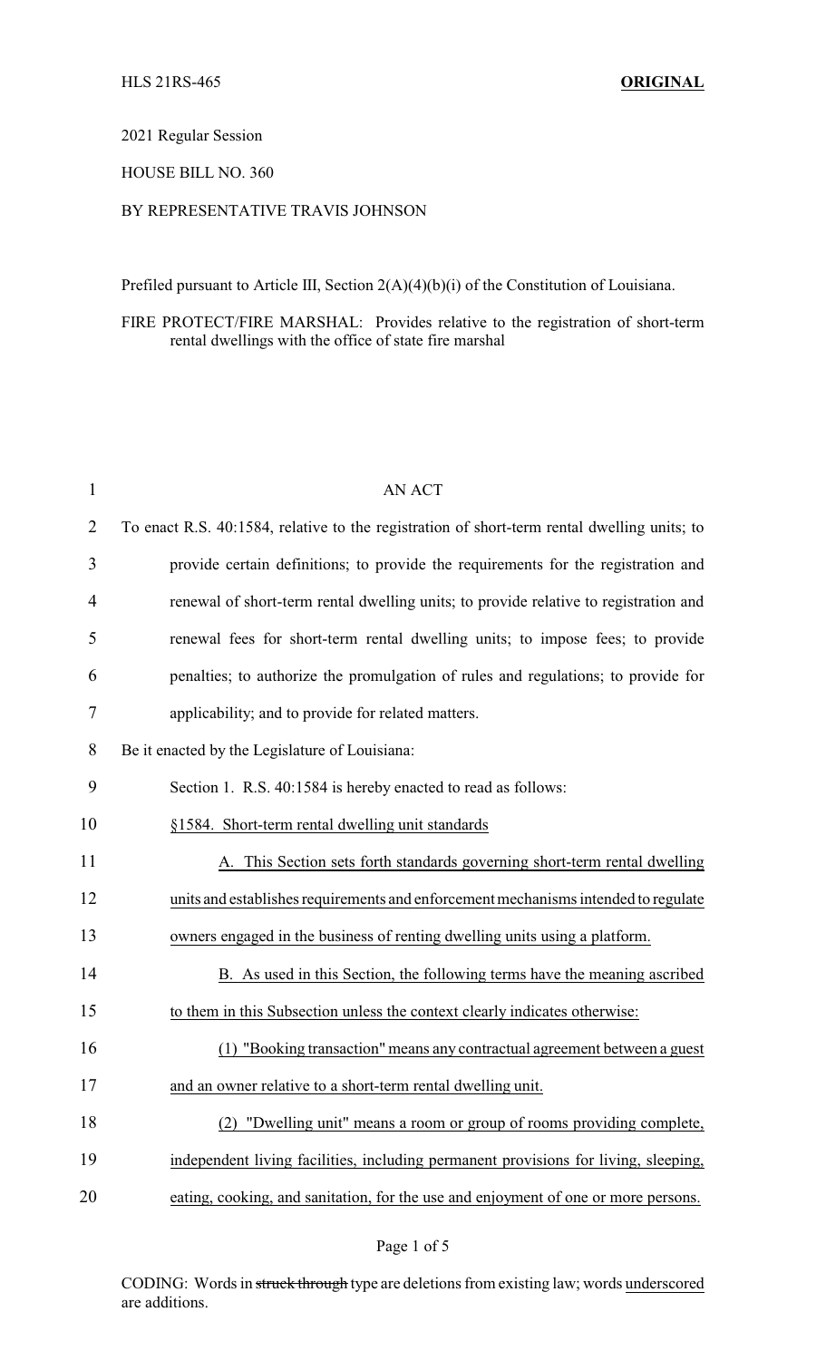HLS 21RS-465 **ORIGINAL**

2021 Regular Session

HOUSE BILL NO. 360

BY REPRESENTATIVE TRAVIS JOHNSON

Prefiled pursuant to Article III, Section 2(A)(4)(b)(i) of the Constitution of Louisiana.

FIRE PROTECT/FIRE MARSHAL: Provides relative to the registration of short-term rental dwellings with the office of state fire marshal

AN ACT

To enact R.S. 40:1584, relative to the registration of short-term rental dwelling units; to provide certain definitions; to provide the requirements for the registration and renewal of short-term rental dwelling units; to provide relative to registration and renewal fees for short-term rental dwelling units; to impose fees; to provide penalties; to authorize the promulgation of rules and regulations; to provide for applicability; and to provide for related matters.

Be it enacted by the Legislature of Louisiana:

Section 1. R.S. 40:1584 is hereby enacted to read as follows:

§1584. Short-term rental dwelling unit standards

A. This Section sets forth standards governing short-term rental dwelling units and establishes requirements and enforcement mechanisms intended to regulate owners engaged in the business of renting dwelling units using a platform.

B. As used in this Section, the following terms have the meaning ascribed to them in this Subsection unless the context clearly indicates otherwise:

(1) "Booking transaction" means any contractual agreement between a guest and an owner relative to a short-term rental dwelling unit.

(2) "Dwelling unit" means a room or group of rooms providing complete, independent living facilities, including permanent provisions for living, sleeping, eating, cooking, and sanitation, for the use and enjoyment of one or more persons.

CODING: Words in ~~struck through~~ type are deletions from existing law; words underscored are additions.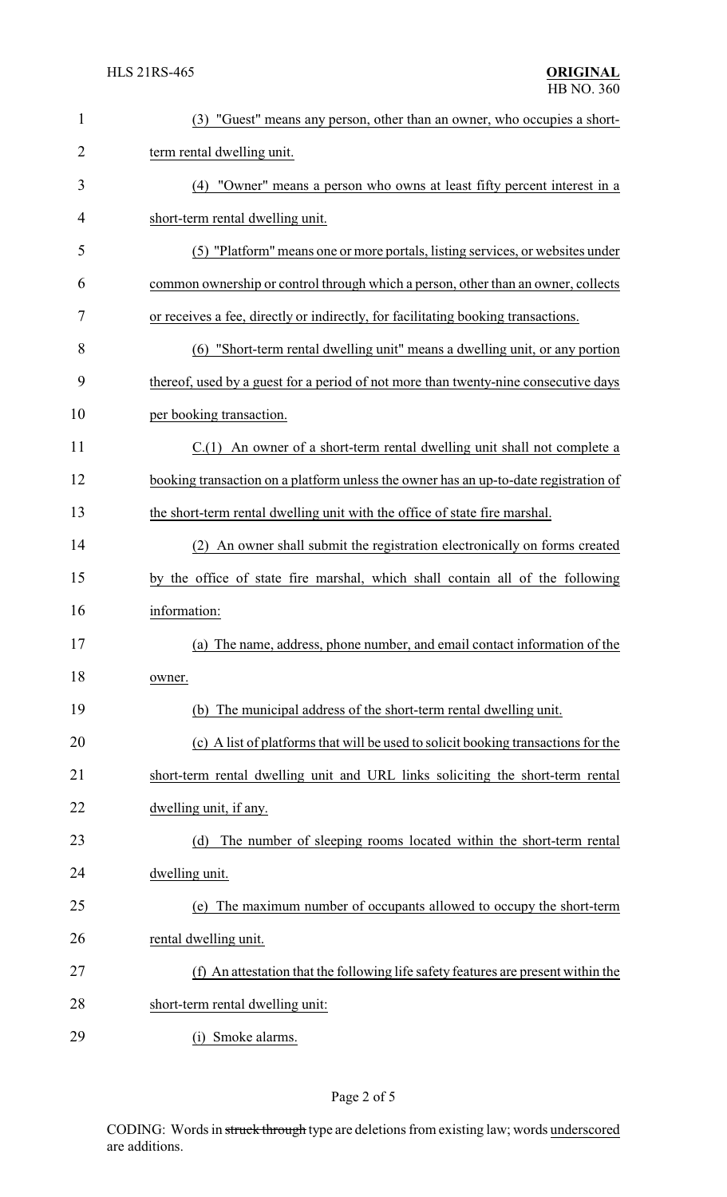(3) "Guest" means any person, other than an owner, who occupies a short-term rental dwelling unit.

(4) "Owner" means a person who owns at least fifty percent interest in a short-term rental dwelling unit.

(5) "Platform" means one or more portals, listing services, or websites under common ownership or control through which a person, other than an owner, collects or receives a fee, directly or indirectly, for facilitating booking transactions.

(6) "Short-term rental dwelling unit" means a dwelling unit, or any portion thereof, used by a guest for a period of not more than twenty-nine consecutive days per booking transaction.

C.(1) An owner of a short-term rental dwelling unit shall not complete a booking transaction on a platform unless the owner has an up-to-date registration of the short-term rental dwelling unit with the office of state fire marshal.

(2) An owner shall submit the registration electronically on forms created by the office of state fire marshal, which shall contain all of the following information:

(a) The name, address, phone number, and email contact information of the owner.

(b) The municipal address of the short-term rental dwelling unit.

(c) A list of platforms that will be used to solicit booking transactions for the short-term rental dwelling unit and URL links soliciting the short-term rental dwelling unit, if any.

(d) The number of sleeping rooms located within the short-term rental dwelling unit.

(e) The maximum number of occupants allowed to occupy the short-term rental dwelling unit.

(f) An attestation that the following life safety features are present within the short-term rental dwelling unit:

(i) Smoke alarms.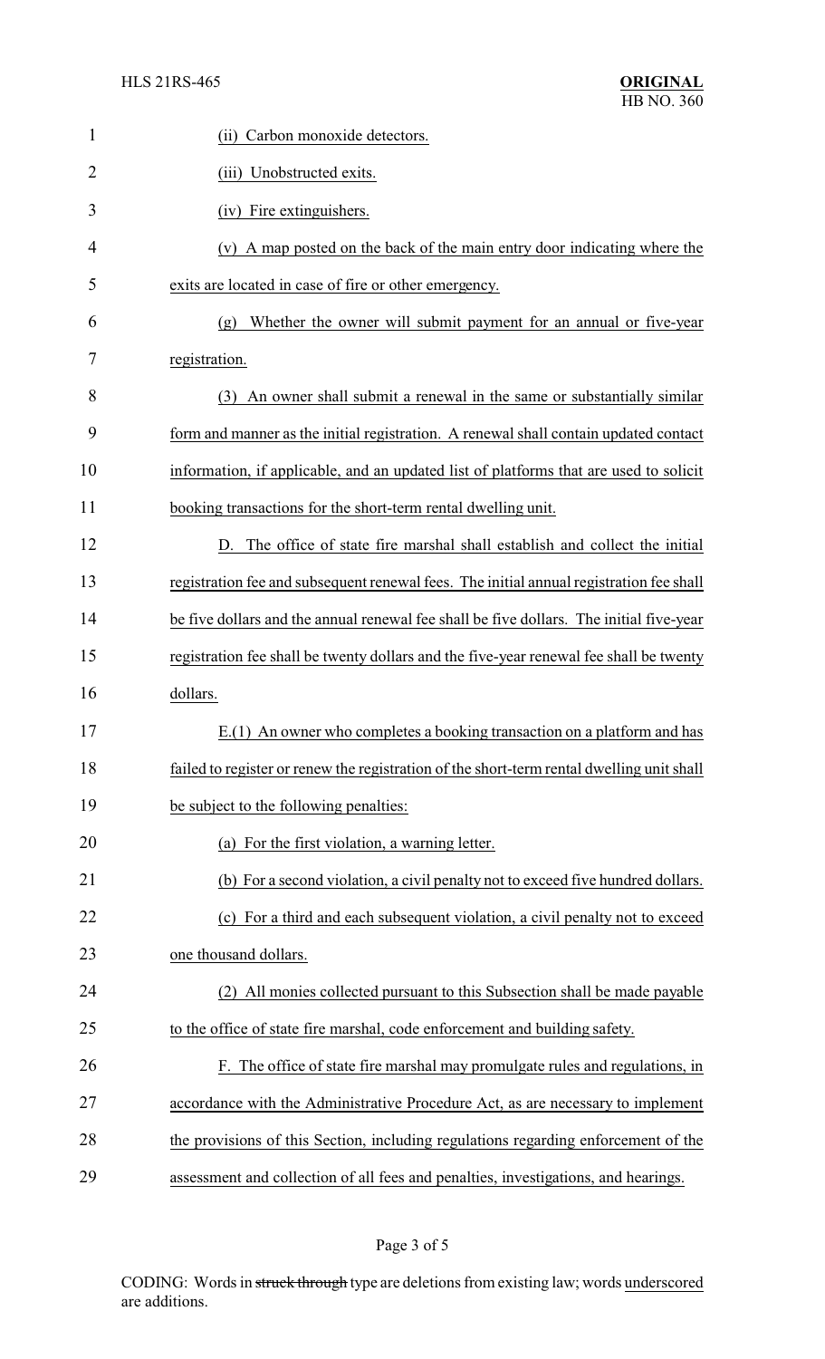(ii) Carbon monoxide detectors.

(iii) Unobstructed exits.

(iv) Fire extinguishers.

(v) A map posted on the back of the main entry door indicating where the exits are located in case of fire or other emergency.

(g) Whether the owner will submit payment for an annual or five-year registration.

(3) An owner shall submit a renewal in the same or substantially similar form and manner as the initial registration. A renewal shall contain updated contact information, if applicable, and an updated list of platforms that are used to solicit booking transactions for the short-term rental dwelling unit.

D. The office of state fire marshal shall establish and collect the initial registration fee and subsequent renewal fees. The initial annual registration fee shall be five dollars and the annual renewal fee shall be five dollars. The initial five-year registration fee shall be twenty dollars and the five-year renewal fee shall be twenty dollars.

E.(1) An owner who completes a booking transaction on a platform and has failed to register or renew the registration of the short-term rental dwelling unit shall be subject to the following penalties:

(a) For the first violation, a warning letter.

(b) For a second violation, a civil penalty not to exceed five hundred dollars.

(c) For a third and each subsequent violation, a civil penalty not to exceed one thousand dollars.

(2) All monies collected pursuant to this Subsection shall be made payable to the office of state fire marshal, code enforcement and building safety.

F. The office of state fire marshal may promulgate rules and regulations, in accordance with the Administrative Procedure Act, as are necessary to implement the provisions of this Section, including regulations regarding enforcement of the assessment and collection of all fees and penalties, investigations, and hearings.

CODING: Words in ~~struck through~~ type are deletions from existing law; words underscored are additions.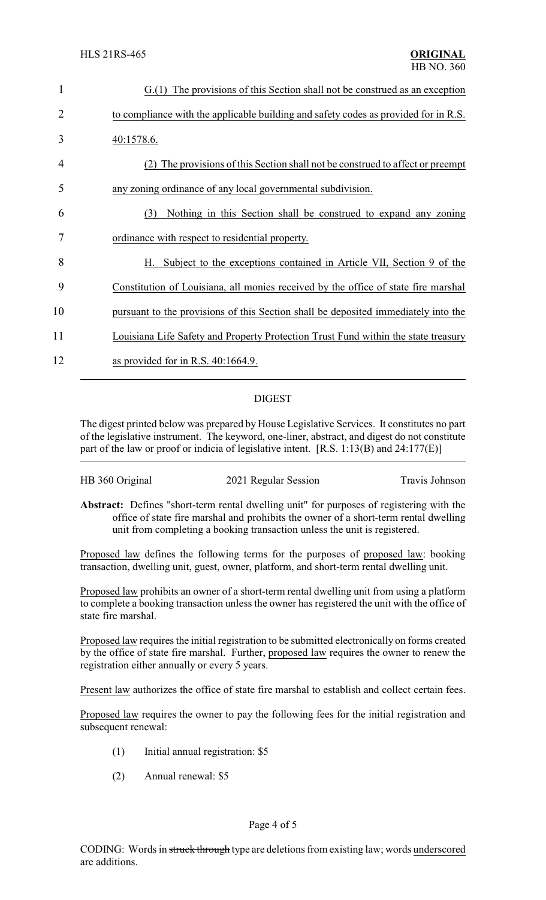G.(1) The provisions of this Section shall not be construed as an exception to compliance with the applicable building and safety codes as provided for in R.S. 40:1578.6.

(2) The provisions of this Section shall not be construed to affect or preempt any zoning ordinance of any local governmental subdivision.

(3) Nothing in this Section shall be construed to expand any zoning ordinance with respect to residential property.

H. Subject to the exceptions contained in Article VII, Section 9 of the Constitution of Louisiana, all monies received by the office of state fire marshal pursuant to the provisions of this Section shall be deposited immediately into the Louisiana Life Safety and Property Protection Trust Fund within the state treasury as provided for in R.S. 40:1664.9.

## DIGEST

The digest printed below was prepared by House Legislative Services. It constitutes no part of the legislative instrument. The keyword, one-liner, abstract, and digest do not constitute part of the law or proof or indicia of legislative intent. [R.S. 1:13(B) and 24:177(E)]

HB 360 Original    2021 Regular Session    Travis Johnson

**Abstract:** Defines "short-term rental dwelling unit" for purposes of registering with the office of state fire marshal and prohibits the owner of a short-term rental dwelling unit from completing a booking transaction unless the unit is registered.

Proposed law defines the following terms for the purposes of proposed law: booking transaction, dwelling unit, guest, owner, platform, and short-term rental dwelling unit.

Proposed law prohibits an owner of a short-term rental dwelling unit from using a platform to complete a booking transaction unless the owner has registered the unit with the office of state fire marshal.

Proposed law requires the initial registration to be submitted electronically on forms created by the office of state fire marshal. Further, proposed law requires the owner to renew the registration either annually or every 5 years.

Present law authorizes the office of state fire marshal to establish and collect certain fees.

Proposed law requires the owner to pay the following fees for the initial registration and subsequent renewal:

(1) Initial annual registration: $5

(2) Annual renewal: $5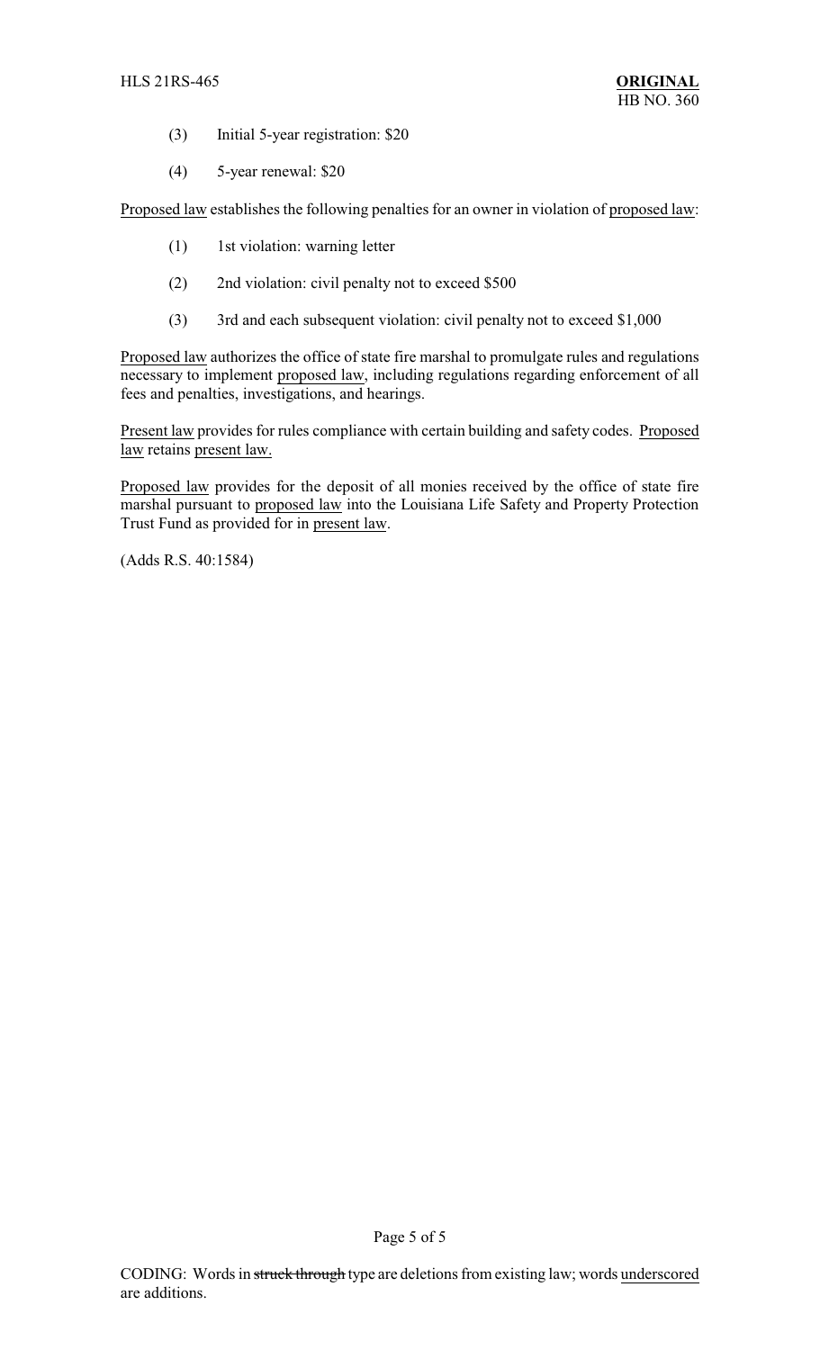(3) Initial 5-year registration: $20

(4) 5-year renewal: $20

Proposed law establishes the following penalties for an owner in violation of proposed law:

(1) 1st violation: warning letter

(2) 2nd violation: civil penalty not to exceed $500

(3) 3rd and each subsequent violation: civil penalty not to exceed $1,000

Proposed law authorizes the office of state fire marshal to promulgate rules and regulations necessary to implement proposed law, including regulations regarding enforcement of all fees and penalties, investigations, and hearings.

Present law provides for rules compliance with certain building and safety codes. Proposed law retains present law.

Proposed law provides for the deposit of all monies received by the office of state fire marshal pursuant to proposed law into the Louisiana Life Safety and Property Protection Trust Fund as provided for in present law.

(Adds R.S. 40:1584)

CODING: Words in ~~struck through~~ type are deletions from existing law; words underscored are additions.